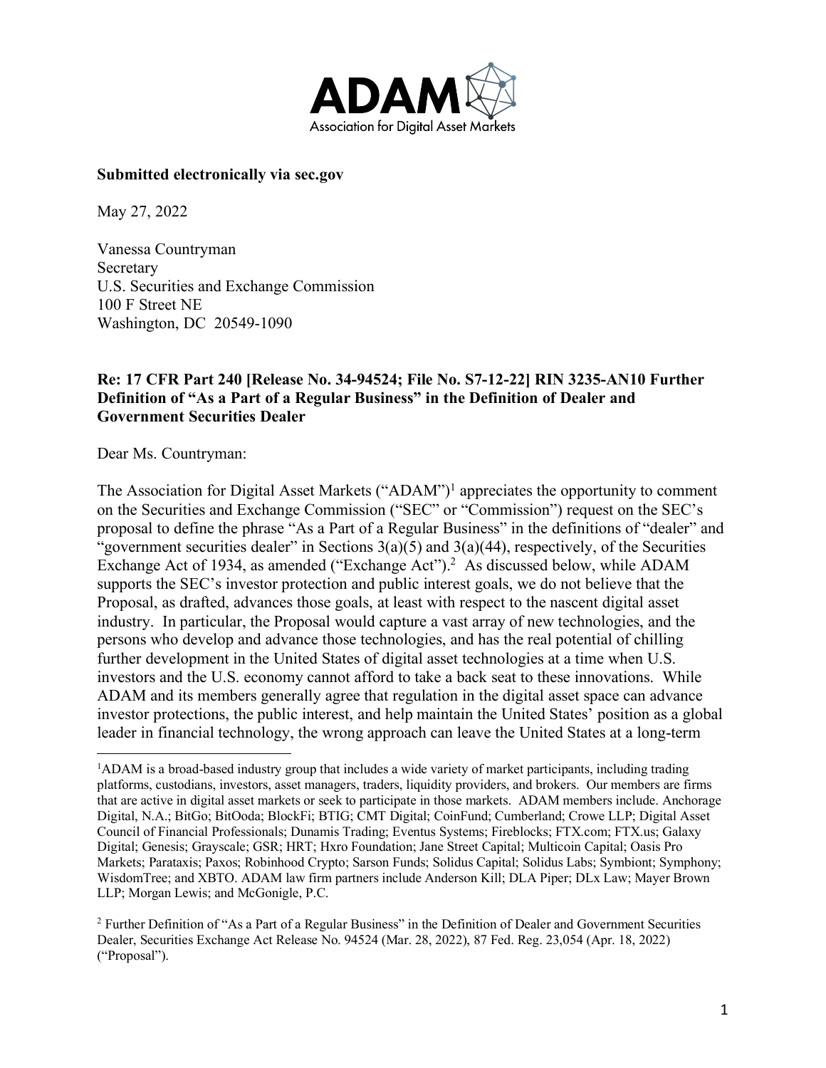**Submitted electronically via sec.gov**

May 27, 2022

Vanessa Countryman
Secretary
U.S. Securities and Exchange Commission
100 F Street NE
Washington, DC 20549-1090

**Re: 17 CFR Part 240 [Release No. 34-94524; File No. S7-12-22] RIN 3235-AN10 Further Definition of "As a Part of a Regular Business" in the Definition of Dealer and Government Securities Dealer**

Dear Ms. Countryman:

The Association for Digital Asset Markets ("ADAM")[1] appreciates the opportunity to comment on the Securities and Exchange Commission ("SEC" or "Commission") request on the SEC's proposal to define the phrase "As a Part of a Regular Business" in the definitions of "dealer" and "government securities dealer" in Sections 3(a)(5) and 3(a)(44), respectively, of the Securities Exchange Act of 1934, as amended ("Exchange Act").[2] As discussed below, while ADAM supports the SEC's investor protection and public interest goals, we do not believe that the Proposal, as drafted, advances those goals, at least with respect to the nascent digital asset industry. In particular, the Proposal would capture a vast array of new technologies, and the persons who develop and advance those technologies, and has the real potential of chilling further development in the United States of digital asset technologies at a time when U.S. investors and the U.S. economy cannot afford to take a back seat to these innovations. While ADAM and its members generally agree that regulation in the digital asset space can advance investor protections, the public interest, and help maintain the United States' position as a global leader in financial technology, the wrong approach can leave the United States at a long-term

[1] ADAM is a broad-based industry group that includes a wide variety of market participants, including trading platforms, custodians, investors, asset managers, traders, liquidity providers, and brokers. Our members are firms that are active in digital asset markets or seek to participate in those markets. ADAM members include. Anchorage Digital, N.A.; BitGo; BitOoda; BlockFi; BTIG; CMT Digital; CoinFund; Cumberland; Crowe LLP; Digital Asset Council of Financial Professionals; Dunamis Trading; Eventus Systems; Fireblocks; FTX.com; FTX.us; Galaxy Digital; Genesis; Grayscale; GSR; HRT; Hxro Foundation; Jane Street Capital; Multicoin Capital; Oasis Pro Markets; Parataxis; Paxos; Robinhood Crypto; Sarson Funds; Solidus Capital; Solidus Labs; Symbiont; Symphony; WisdomTree; and XBTO. ADAM law firm partners include Anderson Kill; DLA Piper; DLx Law; Mayer Brown LLP; Morgan Lewis; and McGonigle, P.C.

[2] Further Definition of "As a Part of a Regular Business" in the Definition of Dealer and Government Securities Dealer, Securities Exchange Act Release No. 94524 (Mar. 28, 2022), 87 Fed. Reg. 23,054 (Apr. 18, 2022) ("Proposal").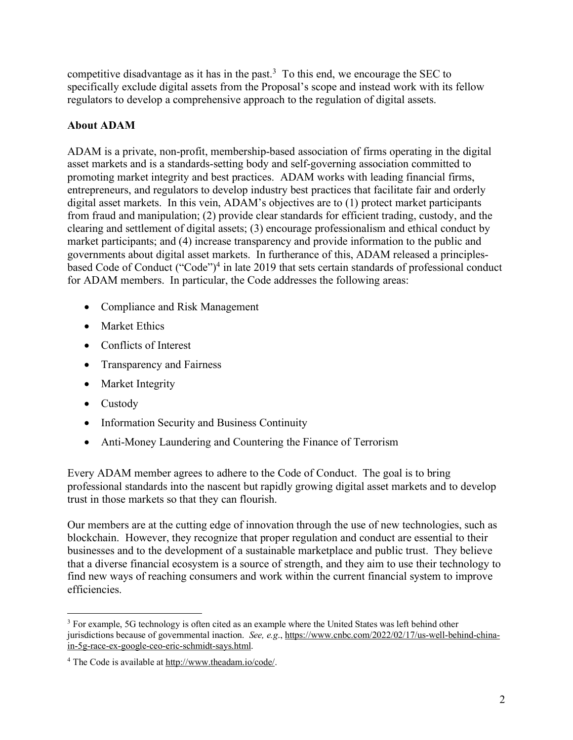competitive disadvantage as it has in the past.[3] To this end, we encourage the SEC to specifically exclude digital assets from the Proposal's scope and instead work with its fellow regulators to develop a comprehensive approach to the regulation of digital assets.

**About ADAM**

ADAM is a private, non-profit, membership-based association of firms operating in the digital asset markets and is a standards-setting body and self-governing association committed to promoting market integrity and best practices. ADAM works with leading financial firms, entrepreneurs, and regulators to develop industry best practices that facilitate fair and orderly digital asset markets. In this vein, ADAM's objectives are to (1) protect market participants from fraud and manipulation; (2) provide clear standards for efficient trading, custody, and the clearing and settlement of digital assets; (3) encourage professionalism and ethical conduct by market participants; and (4) increase transparency and provide information to the public and governments about digital asset markets. In furtherance of this, ADAM released a principles-based Code of Conduct ("Code")[4] in late 2019 that sets certain standards of professional conduct for ADAM members. In particular, the Code addresses the following areas:

- Compliance and Risk Management
- Market Ethics
- Conflicts of Interest
- Transparency and Fairness
- Market Integrity
- Custody
- Information Security and Business Continuity
- Anti-Money Laundering and Countering the Finance of Terrorism

Every ADAM member agrees to adhere to the Code of Conduct. The goal is to bring professional standards into the nascent but rapidly growing digital asset markets and to develop trust in those markets so that they can flourish.

Our members are at the cutting edge of innovation through the use of new technologies, such as blockchain. However, they recognize that proper regulation and conduct are essential to their businesses and to the development of a sustainable marketplace and public trust. They believe that a diverse financial ecosystem is a source of strength, and they aim to use their technology to find new ways of reaching consumers and work within the current financial system to improve efficiencies.

---

[3] For example, 5G technology is often cited as an example where the United States was left behind other jurisdictions because of governmental inaction. *See, e.g.*, https://www.cnbc.com/2022/02/17/us-well-behind-china-in-5g-race-ex-google-ceo-eric-schmidt-says.html.

[4] The Code is available at http://www.theadam.io/code/.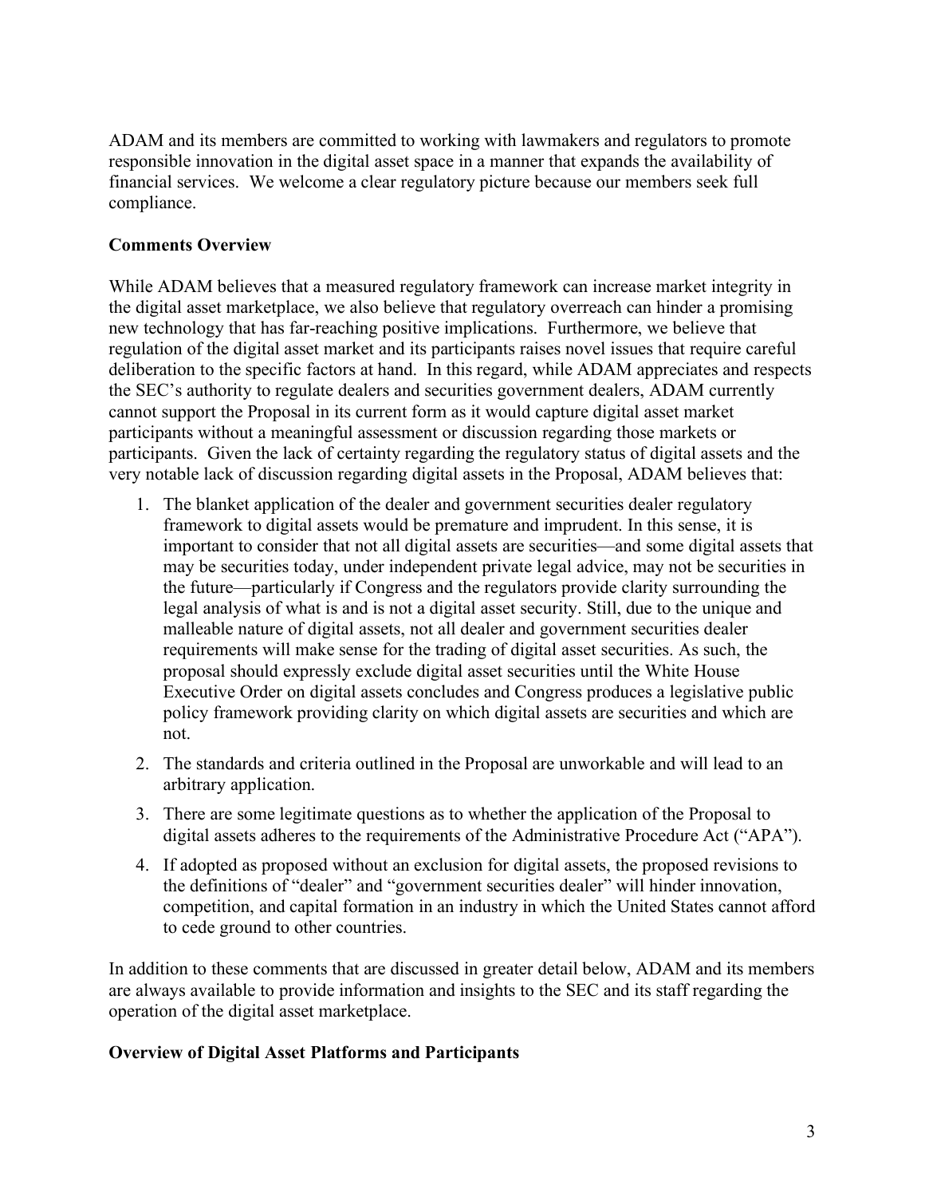ADAM and its members are committed to working with lawmakers and regulators to promote responsible innovation in the digital asset space in a manner that expands the availability of financial services. We welcome a clear regulatory picture because our members seek full compliance.

**Comments Overview**

While ADAM believes that a measured regulatory framework can increase market integrity in the digital asset marketplace, we also believe that regulatory overreach can hinder a promising new technology that has far-reaching positive implications. Furthermore, we believe that regulation of the digital asset market and its participants raises novel issues that require careful deliberation to the specific factors at hand. In this regard, while ADAM appreciates and respects the SEC's authority to regulate dealers and securities government dealers, ADAM currently cannot support the Proposal in its current form as it would capture digital asset market participants without a meaningful assessment or discussion regarding those markets or participants. Given the lack of certainty regarding the regulatory status of digital assets and the very notable lack of discussion regarding digital assets in the Proposal, ADAM believes that:

1. The blanket application of the dealer and government securities dealer regulatory framework to digital assets would be premature and imprudent. In this sense, it is important to consider that not all digital assets are securities—and some digital assets that may be securities today, under independent private legal advice, may not be securities in the future—particularly if Congress and the regulators provide clarity surrounding the legal analysis of what is and is not a digital asset security. Still, due to the unique and malleable nature of digital assets, not all dealer and government securities dealer requirements will make sense for the trading of digital asset securities. As such, the proposal should expressly exclude digital asset securities until the White House Executive Order on digital assets concludes and Congress produces a legislative public policy framework providing clarity on which digital assets are securities and which are not.
2. The standards and criteria outlined in the Proposal are unworkable and will lead to an arbitrary application.
3. There are some legitimate questions as to whether the application of the Proposal to digital assets adheres to the requirements of the Administrative Procedure Act ("APA").
4. If adopted as proposed without an exclusion for digital assets, the proposed revisions to the definitions of "dealer" and "government securities dealer" will hinder innovation, competition, and capital formation in an industry in which the United States cannot afford to cede ground to other countries.

In addition to these comments that are discussed in greater detail below, ADAM and its members are always available to provide information and insights to the SEC and its staff regarding the operation of the digital asset marketplace.

**Overview of Digital Asset Platforms and Participants**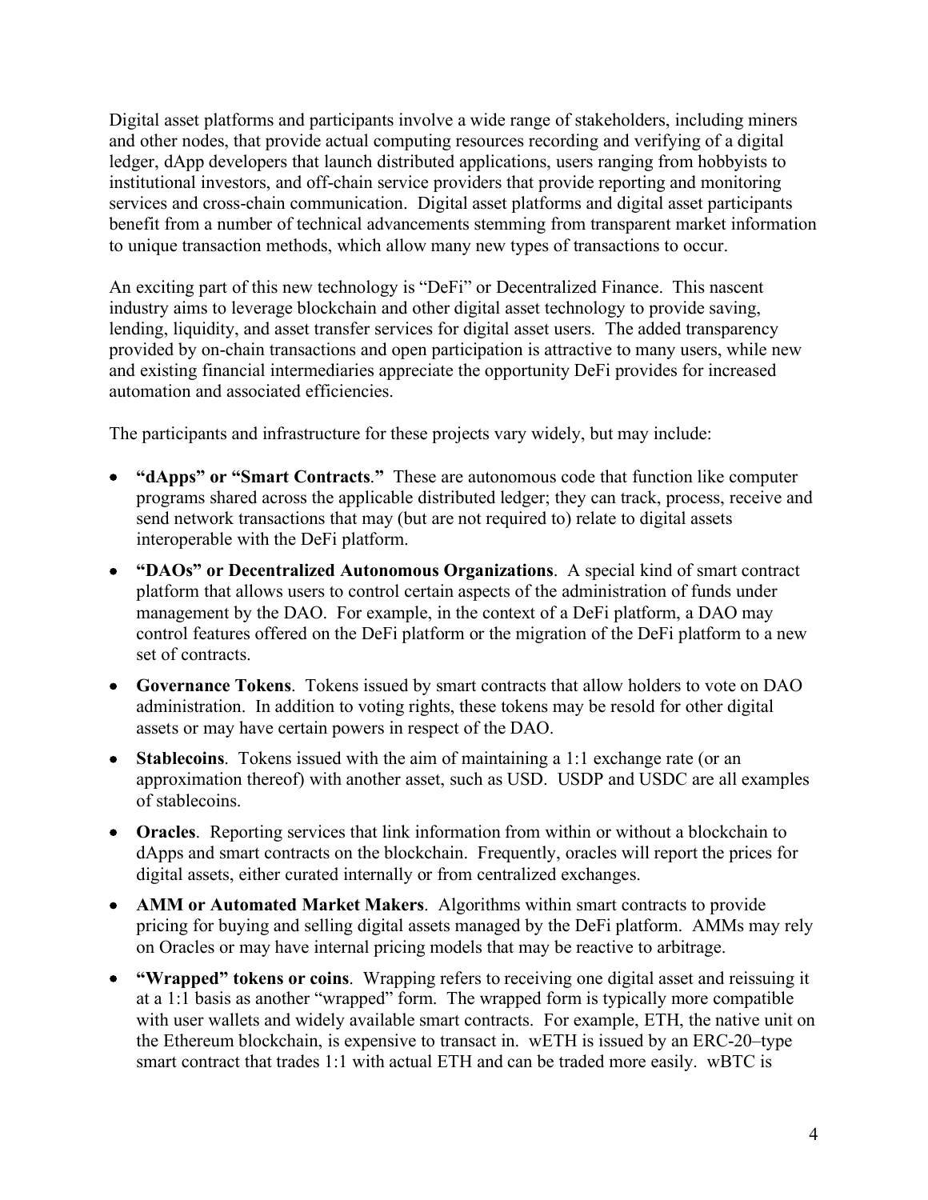Digital asset platforms and participants involve a wide range of stakeholders, including miners and other nodes, that provide actual computing resources recording and verifying of a digital ledger, dApp developers that launch distributed applications, users ranging from hobbyists to institutional investors, and off-chain service providers that provide reporting and monitoring services and cross-chain communication. Digital asset platforms and digital asset participants benefit from a number of technical advancements stemming from transparent market information to unique transaction methods, which allow many new types of transactions to occur.

An exciting part of this new technology is "DeFi" or Decentralized Finance. This nascent industry aims to leverage blockchain and other digital asset technology to provide saving, lending, liquidity, and asset transfer services for digital asset users. The added transparency provided by on-chain transactions and open participation is attractive to many users, while new and existing financial intermediaries appreciate the opportunity DeFi provides for increased automation and associated efficiencies.

The participants and infrastructure for these projects vary widely, but may include:

- **"dApps" or "Smart Contracts."** These are autonomous code that function like computer programs shared across the applicable distributed ledger; they can track, process, receive and send network transactions that may (but are not required to) relate to digital assets interoperable with the DeFi platform.
- **"DAOs" or Decentralized Autonomous Organizations**. A special kind of smart contract platform that allows users to control certain aspects of the administration of funds under management by the DAO. For example, in the context of a DeFi platform, a DAO may control features offered on the DeFi platform or the migration of the DeFi platform to a new set of contracts.
- **Governance Tokens**. Tokens issued by smart contracts that allow holders to vote on DAO administration. In addition to voting rights, these tokens may be resold for other digital assets or may have certain powers in respect of the DAO.
- **Stablecoins**. Tokens issued with the aim of maintaining a 1:1 exchange rate (or an approximation thereof) with another asset, such as USD. USDP and USDC are all examples of stablecoins.
- **Oracles**. Reporting services that link information from within or without a blockchain to dApps and smart contracts on the blockchain. Frequently, oracles will report the prices for digital assets, either curated internally or from centralized exchanges.
- **AMM or Automated Market Makers**. Algorithms within smart contracts to provide pricing for buying and selling digital assets managed by the DeFi platform. AMMs may rely on Oracles or may have internal pricing models that may be reactive to arbitrage.
- **"Wrapped" tokens or coins**. Wrapping refers to receiving one digital asset and reissuing it at a 1:1 basis as another "wrapped" form. The wrapped form is typically more compatible with user wallets and widely available smart contracts. For example, ETH, the native unit on the Ethereum blockchain, is expensive to transact in. wETH is issued by an ERC-20–type smart contract that trades 1:1 with actual ETH and can be traded more easily. wBTC is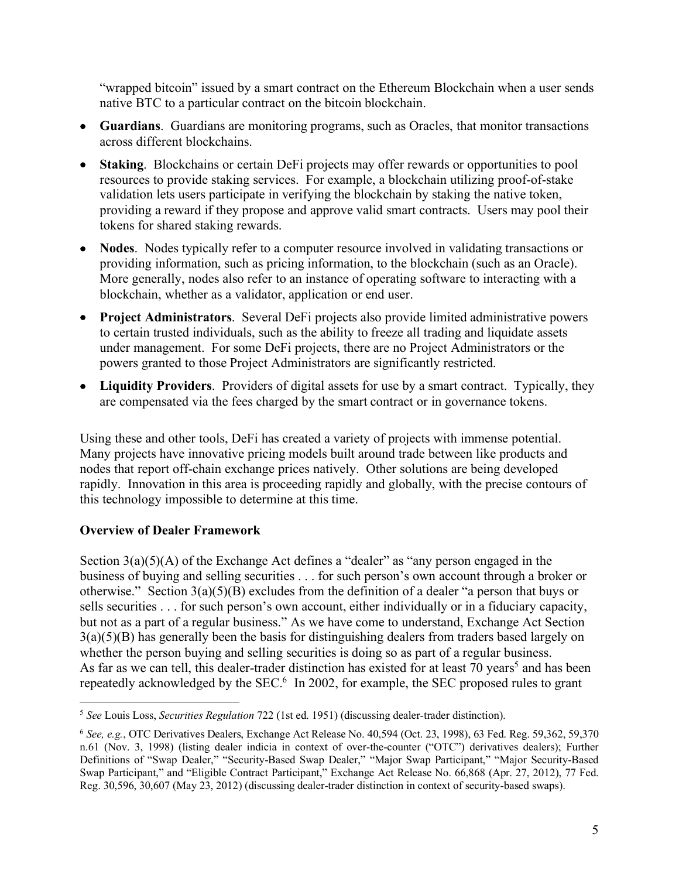"wrapped bitcoin" issued by a smart contract on the Ethereum Blockchain when a user sends native BTC to a particular contract on the bitcoin blockchain.

- **Guardians**. Guardians are monitoring programs, such as Oracles, that monitor transactions across different blockchains.
- **Staking**. Blockchains or certain DeFi projects may offer rewards or opportunities to pool resources to provide staking services. For example, a blockchain utilizing proof-of-stake validation lets users participate in verifying the blockchain by staking the native token, providing a reward if they propose and approve valid smart contracts. Users may pool their tokens for shared staking rewards.
- **Nodes**. Nodes typically refer to a computer resource involved in validating transactions or providing information, such as pricing information, to the blockchain (such as an Oracle). More generally, nodes also refer to an instance of operating software to interacting with a blockchain, whether as a validator, application or end user.
- **Project Administrators**. Several DeFi projects also provide limited administrative powers to certain trusted individuals, such as the ability to freeze all trading and liquidate assets under management. For some DeFi projects, there are no Project Administrators or the powers granted to those Project Administrators are significantly restricted.
- **Liquidity Providers**. Providers of digital assets for use by a smart contract. Typically, they are compensated via the fees charged by the smart contract or in governance tokens.

Using these and other tools, DeFi has created a variety of projects with immense potential. Many projects have innovative pricing models built around trade between like products and nodes that report off-chain exchange prices natively. Other solutions are being developed rapidly. Innovation in this area is proceeding rapidly and globally, with the precise contours of this technology impossible to determine at this time.

**Overview of Dealer Framework**

Section 3(a)(5)(A) of the Exchange Act defines a "dealer" as "any person engaged in the business of buying and selling securities . . . for such person's own account through a broker or otherwise." Section 3(a)(5)(B) excludes from the definition of a dealer "a person that buys or sells securities . . . for such person's own account, either individually or in a fiduciary capacity, but not as a part of a regular business." As we have come to understand, Exchange Act Section 3(a)(5)(B) has generally been the basis for distinguishing dealers from traders based largely on whether the person buying and selling securities is doing so as part of a regular business. As far as we can tell, this dealer-trader distinction has existed for at least 70 years[5] and has been repeatedly acknowledged by the SEC.[6] In 2002, for example, the SEC proposed rules to grant

[5] *See* Louis Loss, *Securities Regulation* 722 (1st ed. 1951) (discussing dealer-trader distinction).

[6] *See, e.g.*, OTC Derivatives Dealers, Exchange Act Release No. 40,594 (Oct. 23, 1998), 63 Fed. Reg. 59,362, 59,370 n.61 (Nov. 3, 1998) (listing dealer indicia in context of over-the-counter ("OTC") derivatives dealers); Further Definitions of "Swap Dealer," "Security-Based Swap Dealer," "Major Swap Participant," "Major Security-Based Swap Participant," and "Eligible Contract Participant," Exchange Act Release No. 66,868 (Apr. 27, 2012), 77 Fed. Reg. 30,596, 30,607 (May 23, 2012) (discussing dealer-trader distinction in context of security-based swaps).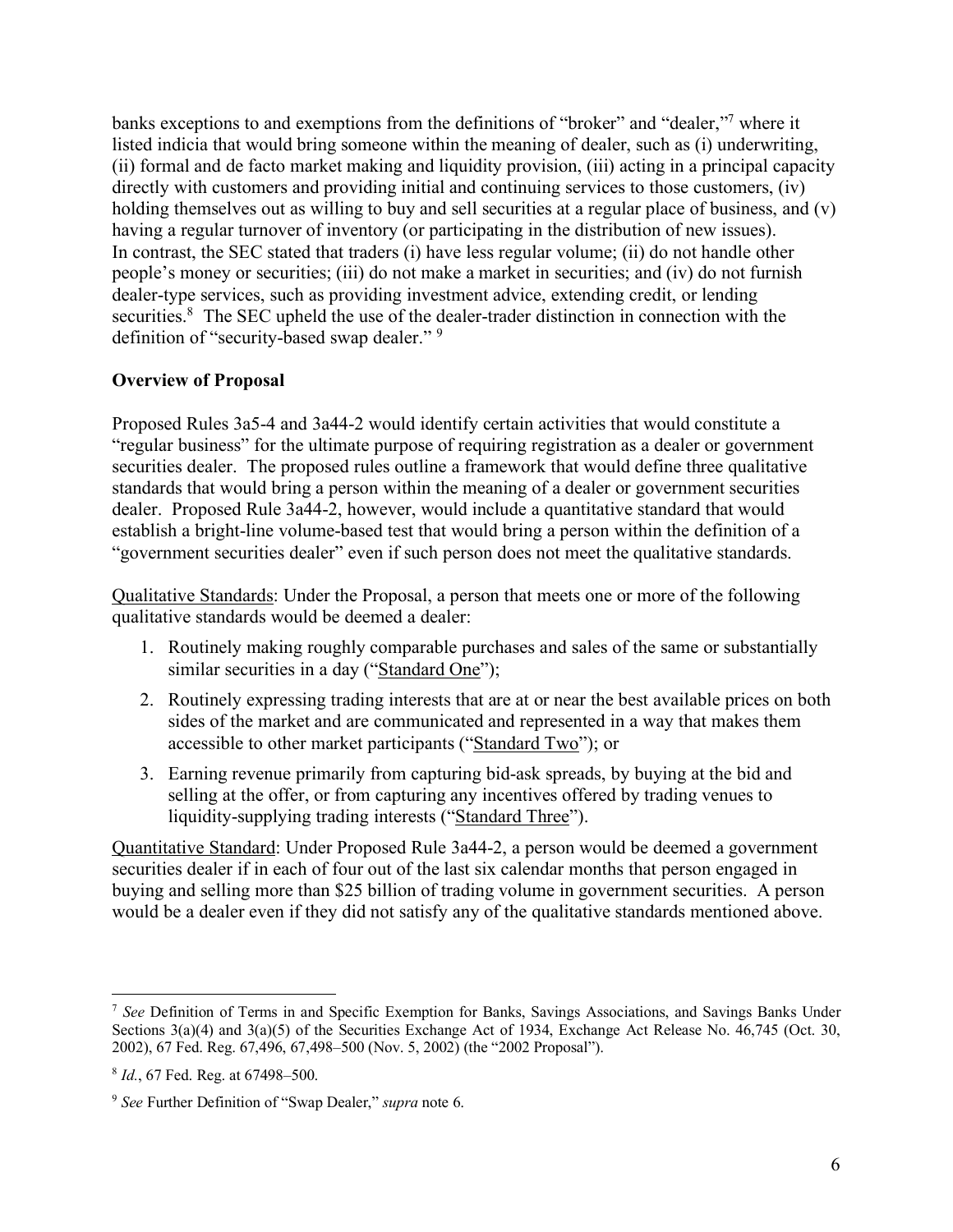banks exceptions to and exemptions from the definitions of "broker" and "dealer,"[7] where it listed indicia that would bring someone within the meaning of dealer, such as (i) underwriting, (ii) formal and de facto market making and liquidity provision, (iii) acting in a principal capacity directly with customers and providing initial and continuing services to those customers, (iv) holding themselves out as willing to buy and sell securities at a regular place of business, and (v) having a regular turnover of inventory (or participating in the distribution of new issues). In contrast, the SEC stated that traders (i) have less regular volume; (ii) do not handle other people's money or securities; (iii) do not make a market in securities; and (iv) do not furnish dealer-type services, such as providing investment advice, extending credit, or lending securities.[8] The SEC upheld the use of the dealer-trader distinction in connection with the definition of "security-based swap dealer." [9]

**Overview of Proposal**

Proposed Rules 3a5-4 and 3a44-2 would identify certain activities that would constitute a "regular business" for the ultimate purpose of requiring registration as a dealer or government securities dealer. The proposed rules outline a framework that would define three qualitative standards that would bring a person within the meaning of a dealer or government securities dealer. Proposed Rule 3a44-2, however, would include a quantitative standard that would establish a bright-line volume-based test that would bring a person within the definition of a "government securities dealer" even if such person does not meet the qualitative standards.

Qualitative Standards: Under the Proposal, a person that meets one or more of the following qualitative standards would be deemed a dealer:

1. Routinely making roughly comparable purchases and sales of the same or substantially similar securities in a day ("Standard One");
2. Routinely expressing trading interests that are at or near the best available prices on both sides of the market and are communicated and represented in a way that makes them accessible to other market participants ("Standard Two"); or
3. Earning revenue primarily from capturing bid-ask spreads, by buying at the bid and selling at the offer, or from capturing any incentives offered by trading venues to liquidity-supplying trading interests ("Standard Three").

Quantitative Standard: Under Proposed Rule 3a44-2, a person would be deemed a government securities dealer if in each of four out of the last six calendar months that person engaged in buying and selling more than $25 billion of trading volume in government securities. A person would be a dealer even if they did not satisfy any of the qualitative standards mentioned above.

---

[7] *See* Definition of Terms in and Specific Exemption for Banks, Savings Associations, and Savings Banks Under Sections 3(a)(4) and 3(a)(5) of the Securities Exchange Act of 1934, Exchange Act Release No. 46,745 (Oct. 30, 2002), 67 Fed. Reg. 67,496, 67,498–500 (Nov. 5, 2002) (the "2002 Proposal").

[8] *Id.*, 67 Fed. Reg. at 67498–500.

[9] *See* Further Definition of "Swap Dealer," *supra* note 6.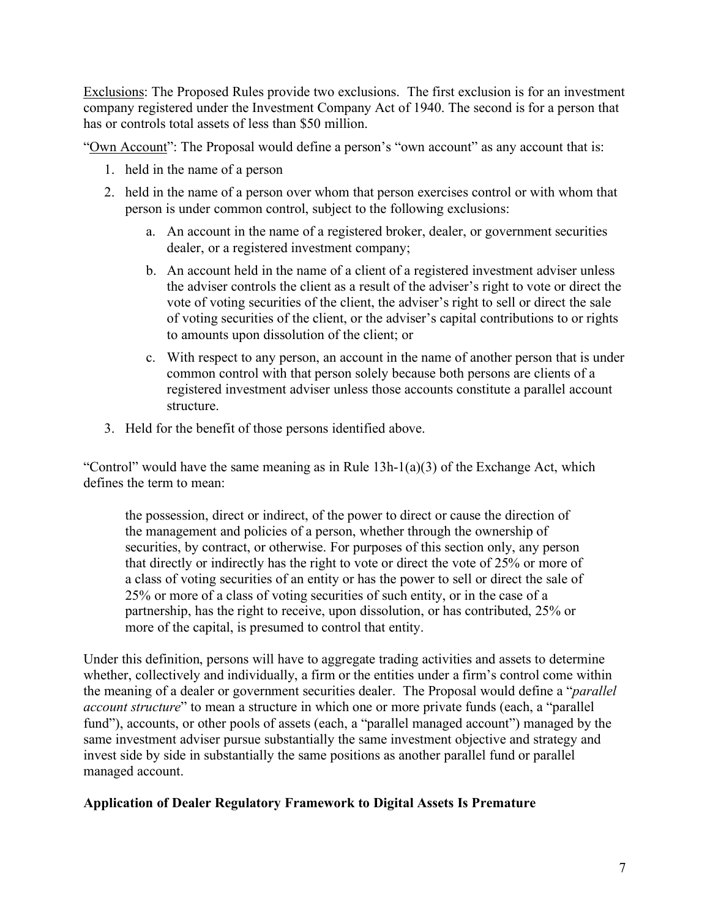<u>Exclusions</u>: The Proposed Rules provide two exclusions. The first exclusion is for an investment company registered under the Investment Company Act of 1940. The second is for a person that has or controls total assets of less than $50 million.

"<u>Own Account</u>": The Proposal would define a person's "own account" as any account that is:

1. held in the name of a person
2. held in the name of a person over whom that person exercises control or with whom that person is under common control, subject to the following exclusions:
   a. An account in the name of a registered broker, dealer, or government securities dealer, or a registered investment company;
   b. An account held in the name of a client of a registered investment adviser unless the adviser controls the client as a result of the adviser's right to vote or direct the vote of voting securities of the client, the adviser's right to sell or direct the sale of voting securities of the client, or the adviser's capital contributions to or rights to amounts upon dissolution of the client; or
   c. With respect to any person, an account in the name of another person that is under common control with that person solely because both persons are clients of a registered investment adviser unless those accounts constitute a parallel account structure.
3. Held for the benefit of those persons identified above.

"Control" would have the same meaning as in Rule 13h-1(a)(3) of the Exchange Act, which defines the term to mean:

> the possession, direct or indirect, of the power to direct or cause the direction of the management and policies of a person, whether through the ownership of securities, by contract, or otherwise. For purposes of this section only, any person that directly or indirectly has the right to vote or direct the vote of 25% or more of a class of voting securities of an entity or has the power to sell or direct the sale of 25% or more of a class of voting securities of such entity, or in the case of a partnership, has the right to receive, upon dissolution, or has contributed, 25% or more of the capital, is presumed to control that entity.

Under this definition, persons will have to aggregate trading activities and assets to determine whether, collectively and individually, a firm or the entities under a firm's control come within the meaning of a dealer or government securities dealer. The Proposal would define a "*parallel account structure*" to mean a structure in which one or more private funds (each, a "parallel fund"), accounts, or other pools of assets (each, a "parallel managed account") managed by the same investment adviser pursue substantially the same investment objective and strategy and invest side by side in substantially the same positions as another parallel fund or parallel managed account.

**Application of Dealer Regulatory Framework to Digital Assets Is Premature**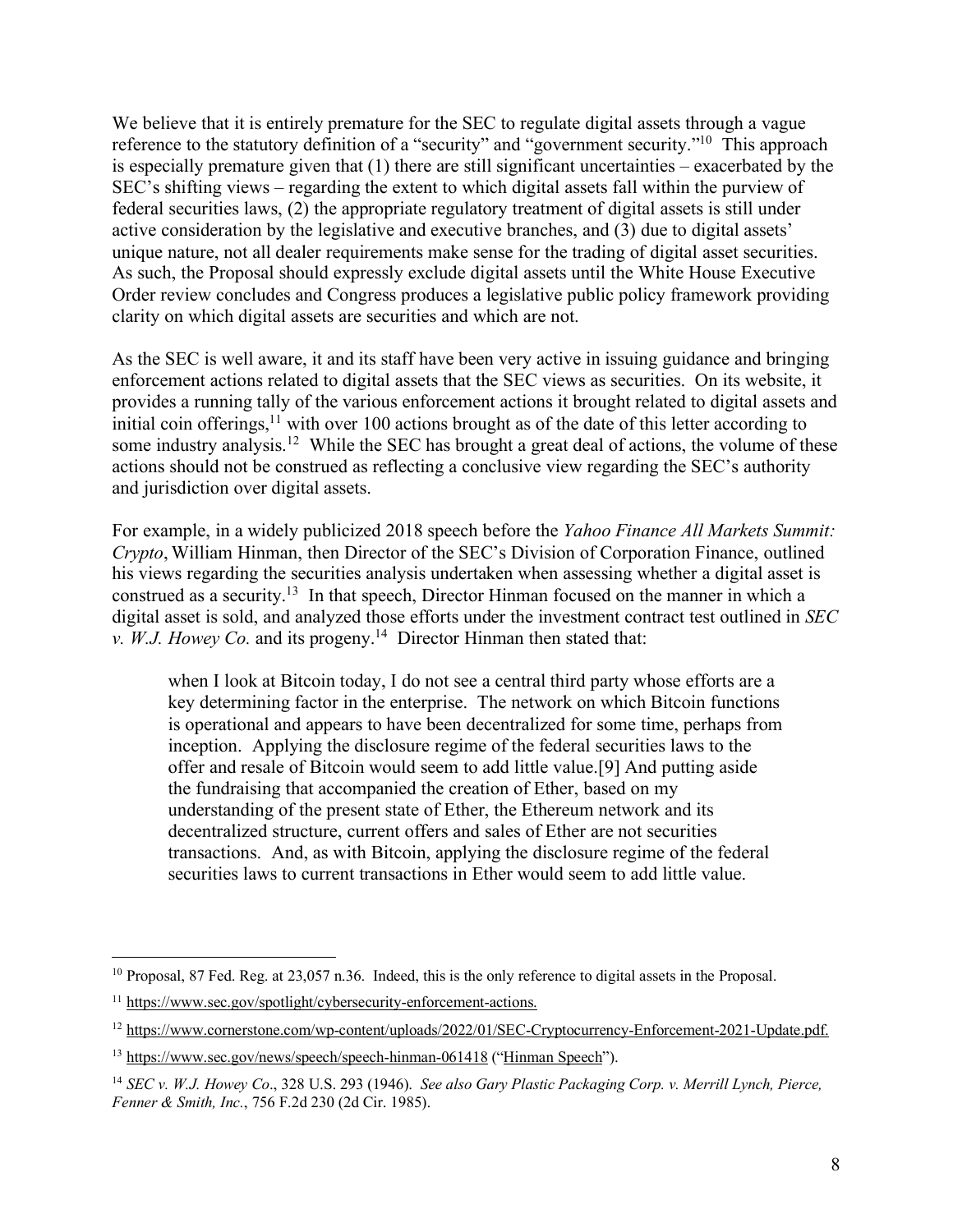We believe that it is entirely premature for the SEC to regulate digital assets through a vague reference to the statutory definition of a "security" and "government security."[10] This approach is especially premature given that (1) there are still significant uncertainties – exacerbated by the SEC's shifting views – regarding the extent to which digital assets fall within the purview of federal securities laws, (2) the appropriate regulatory treatment of digital assets is still under active consideration by the legislative and executive branches, and (3) due to digital assets' unique nature, not all dealer requirements make sense for the trading of digital asset securities. As such, the Proposal should expressly exclude digital assets until the White House Executive Order review concludes and Congress produces a legislative public policy framework providing clarity on which digital assets are securities and which are not.

As the SEC is well aware, it and its staff have been very active in issuing guidance and bringing enforcement actions related to digital assets that the SEC views as securities. On its website, it provides a running tally of the various enforcement actions it brought related to digital assets and initial coin offerings,[11] with over 100 actions brought as of the date of this letter according to some industry analysis.[12] While the SEC has brought a great deal of actions, the volume of these actions should not be construed as reflecting a conclusive view regarding the SEC's authority and jurisdiction over digital assets.

For example, in a widely publicized 2018 speech before the *Yahoo Finance All Markets Summit: Crypto*, William Hinman, then Director of the SEC's Division of Corporation Finance, outlined his views regarding the securities analysis undertaken when assessing whether a digital asset is construed as a security.[13] In that speech, Director Hinman focused on the manner in which a digital asset is sold, and analyzed those efforts under the investment contract test outlined in *SEC v. W.J. Howey Co.* and its progeny.[14] Director Hinman then stated that:

> when I look at Bitcoin today, I do not see a central third party whose efforts are a key determining factor in the enterprise. The network on which Bitcoin functions is operational and appears to have been decentralized for some time, perhaps from inception. Applying the disclosure regime of the federal securities laws to the offer and resale of Bitcoin would seem to add little value.[9] And putting aside the fundraising that accompanied the creation of Ether, based on my understanding of the present state of Ether, the Ethereum network and its decentralized structure, current offers and sales of Ether are not securities transactions. And, as with Bitcoin, applying the disclosure regime of the federal securities laws to current transactions in Ether would seem to add little value.

---

[10] Proposal, 87 Fed. Reg. at 23,057 n.36. Indeed, this is the only reference to digital assets in the Proposal.

[11] https://www.sec.gov/spotlight/cybersecurity-enforcement-actions.

[12] https://www.cornerstone.com/wp-content/uploads/2022/01/SEC-Cryptocurrency-Enforcement-2021-Update.pdf.

[13] https://www.sec.gov/news/speech/speech-hinman-061418 ("Hinman Speech").

[14] *SEC v. W.J. Howey Co*., 328 U.S. 293 (1946). *See also Gary Plastic Packaging Corp. v. Merrill Lynch, Pierce, Fenner & Smith, Inc.*, 756 F.2d 230 (2d Cir. 1985).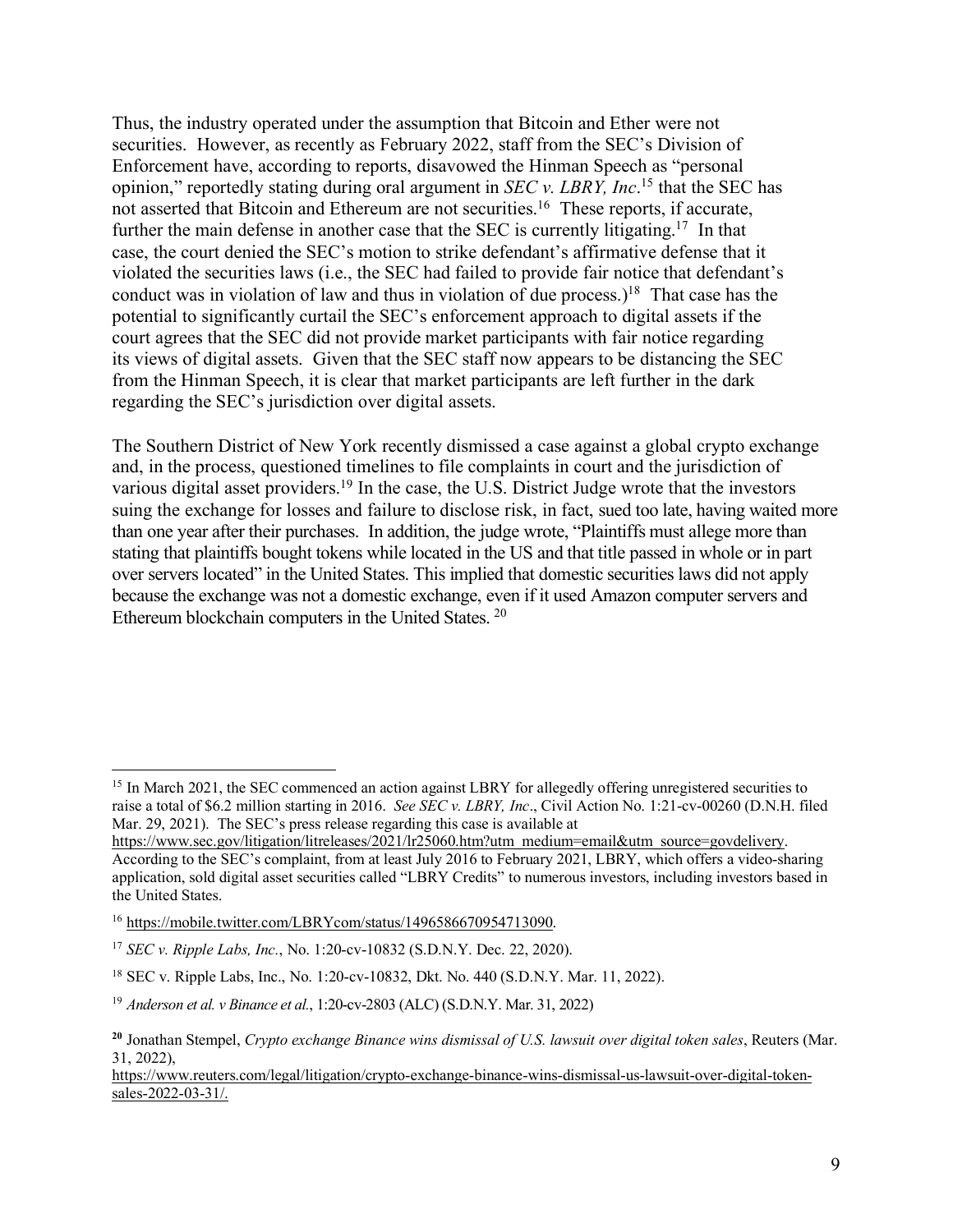Thus, the industry operated under the assumption that Bitcoin and Ether were not securities. However, as recently as February 2022, staff from the SEC's Division of Enforcement have, according to reports, disavowed the Hinman Speech as "personal opinion," reportedly stating during oral argument in *SEC v. LBRY, Inc*.[15] that the SEC has not asserted that Bitcoin and Ethereum are not securities.[16] These reports, if accurate, further the main defense in another case that the SEC is currently litigating.[17] In that case, the court denied the SEC's motion to strike defendant's affirmative defense that it violated the securities laws (i.e., the SEC had failed to provide fair notice that defendant's conduct was in violation of law and thus in violation of due process.)[18] That case has the potential to significantly curtail the SEC's enforcement approach to digital assets if the court agrees that the SEC did not provide market participants with fair notice regarding its views of digital assets. Given that the SEC staff now appears to be distancing the SEC from the Hinman Speech, it is clear that market participants are left further in the dark regarding the SEC's jurisdiction over digital assets.

The Southern District of New York recently dismissed a case against a global crypto exchange and, in the process, questioned timelines to file complaints in court and the jurisdiction of various digital asset providers.[19] In the case, the U.S. District Judge wrote that the investors suing the exchange for losses and failure to disclose risk, in fact, sued too late, having waited more than one year after their purchases. In addition, the judge wrote, "Plaintiffs must allege more than stating that plaintiffs bought tokens while located in the US and that title passed in whole or in part over servers located" in the United States. This implied that domestic securities laws did not apply because the exchange was not a domestic exchange, even if it used Amazon computer servers and Ethereum blockchain computers in the United States.[20]

---

[15] In March 2021, the SEC commenced an action against LBRY for allegedly offering unregistered securities to raise a total of $6.2 million starting in 2016. *See SEC v. LBRY, Inc*., Civil Action No. 1:21-cv-00260 (D.N.H. filed Mar. 29, 2021). The SEC's press release regarding this case is available at https://www.sec.gov/litigation/litreleases/2021/lr25060.htm?utm_medium=email&utm_source=govdelivery. According to the SEC's complaint, from at least July 2016 to February 2021, LBRY, which offers a video-sharing application, sold digital asset securities called "LBRY Credits" to numerous investors, including investors based in the United States.

[16] https://mobile.twitter.com/LBRYcom/status/1496586670954713090.

[17] *SEC v. Ripple Labs, Inc.*, No. 1:20-cv-10832 (S.D.N.Y. Dec. 22, 2020).

[18] SEC v. Ripple Labs, Inc., No. 1:20-cv-10832, Dkt. No. 440 (S.D.N.Y. Mar. 11, 2022).

[19] *Anderson et al. v Binance et al.*, 1:20-cv-2803 (ALC) (S.D.N.Y. Mar. 31, 2022)

[20] Jonathan Stempel, *Crypto exchange Binance wins dismissal of U.S. lawsuit over digital token sales*, Reuters (Mar. 31, 2022), https://www.reuters.com/legal/litigation/crypto-exchange-binance-wins-dismissal-us-lawsuit-over-digital-token-sales-2022-03-31/.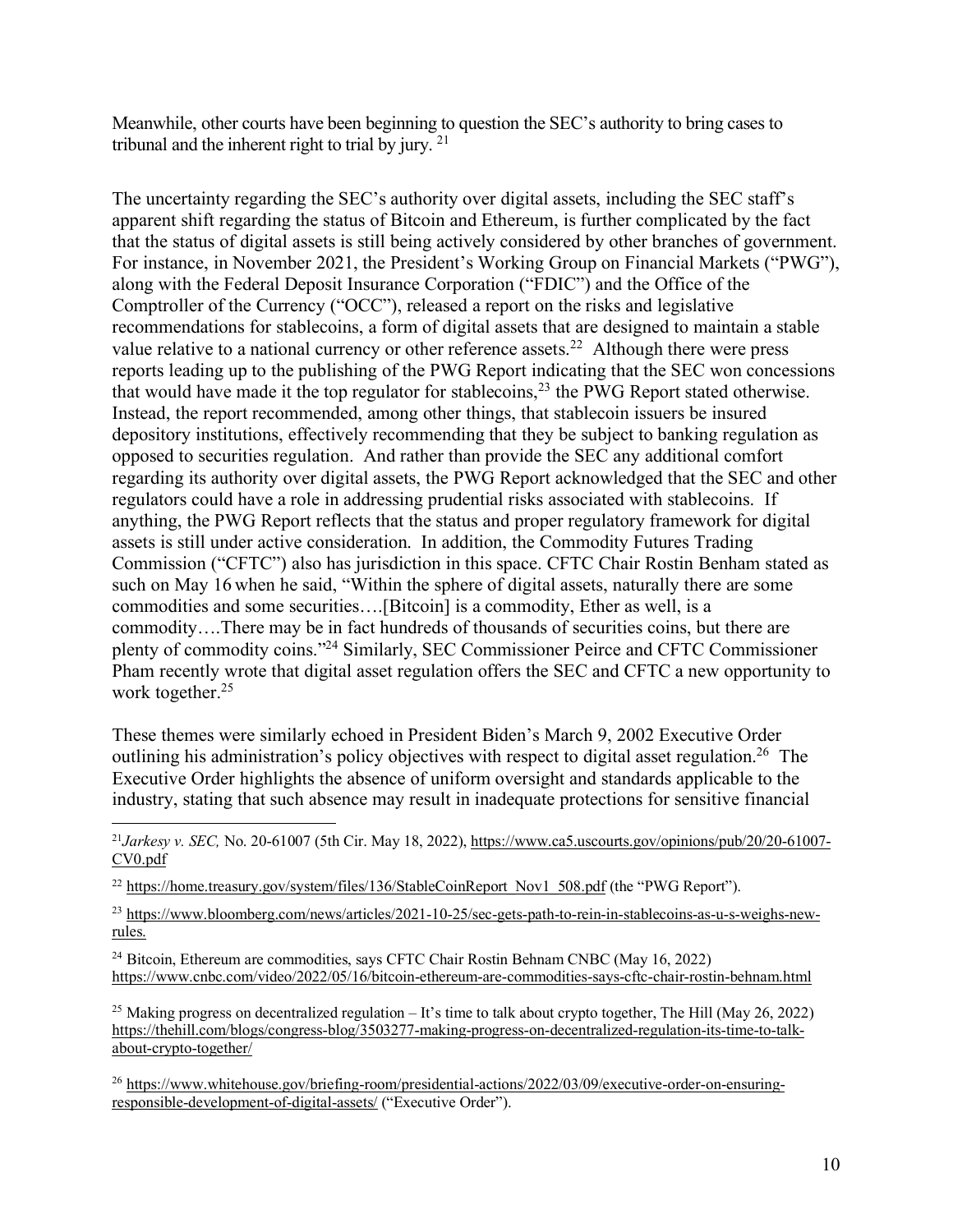Meanwhile, other courts have been beginning to question the SEC's authority to bring cases to tribunal and the inherent right to trial by jury. [21]

The uncertainty regarding the SEC's authority over digital assets, including the SEC staff's apparent shift regarding the status of Bitcoin and Ethereum, is further complicated by the fact that the status of digital assets is still being actively considered by other branches of government. For instance, in November 2021, the President's Working Group on Financial Markets ("PWG"), along with the Federal Deposit Insurance Corporation ("FDIC") and the Office of the Comptroller of the Currency ("OCC"), released a report on the risks and legislative recommendations for stablecoins, a form of digital assets that are designed to maintain a stable value relative to a national currency or other reference assets.[22] Although there were press reports leading up to the publishing of the PWG Report indicating that the SEC won concessions that would have made it the top regulator for stablecoins,[23] the PWG Report stated otherwise. Instead, the report recommended, among other things, that stablecoin issuers be insured depository institutions, effectively recommending that they be subject to banking regulation as opposed to securities regulation. And rather than provide the SEC any additional comfort regarding its authority over digital assets, the PWG Report acknowledged that the SEC and other regulators could have a role in addressing prudential risks associated with stablecoins. If anything, the PWG Report reflects that the status and proper regulatory framework for digital assets is still under active consideration. In addition, the Commodity Futures Trading Commission ("CFTC") also has jurisdiction in this space. CFTC Chair Rostin Benham stated as such on May 16 when he said, "Within the sphere of digital assets, naturally there are some commodities and some securities….[Bitcoin] is a commodity, Ether as well, is a commodity….There may be in fact hundreds of thousands of securities coins, but there are plenty of commodity coins."[24] Similarly, SEC Commissioner Peirce and CFTC Commissioner Pham recently wrote that digital asset regulation offers the SEC and CFTC a new opportunity to work together.[25]

These themes were similarly echoed in President Biden's March 9, 2002 Executive Order outlining his administration's policy objectives with respect to digital asset regulation.[26] The Executive Order highlights the absence of uniform oversight and standards applicable to the industry, stating that such absence may result in inadequate protections for sensitive financial

---

[21] *Jarkesy v. SEC,* No. 20-61007 (5th Cir. May 18, 2022), https://www.ca5.uscourts.gov/opinions/pub/20/20-61007-CV0.pdf

[22] https://home.treasury.gov/system/files/136/StableCoinReport_Nov1_508.pdf (the "PWG Report").

[23] https://www.bloomberg.com/news/articles/2021-10-25/sec-gets-path-to-rein-in-stablecoins-as-u-s-weighs-new-rules.

[24] Bitcoin, Ethereum are commodities, says CFTC Chair Rostin Behnam CNBC (May 16, 2022) https://www.cnbc.com/video/2022/05/16/bitcoin-ethereum-are-commodities-says-cftc-chair-rostin-behnam.html

[25] Making progress on decentralized regulation – It's time to talk about crypto together, The Hill (May 26, 2022) https://thehill.com/blogs/congress-blog/3503277-making-progress-on-decentralized-regulation-its-time-to-talk-about-crypto-together/

[26] https://www.whitehouse.gov/briefing-room/presidential-actions/2022/03/09/executive-order-on-ensuring-responsible-development-of-digital-assets/ ("Executive Order").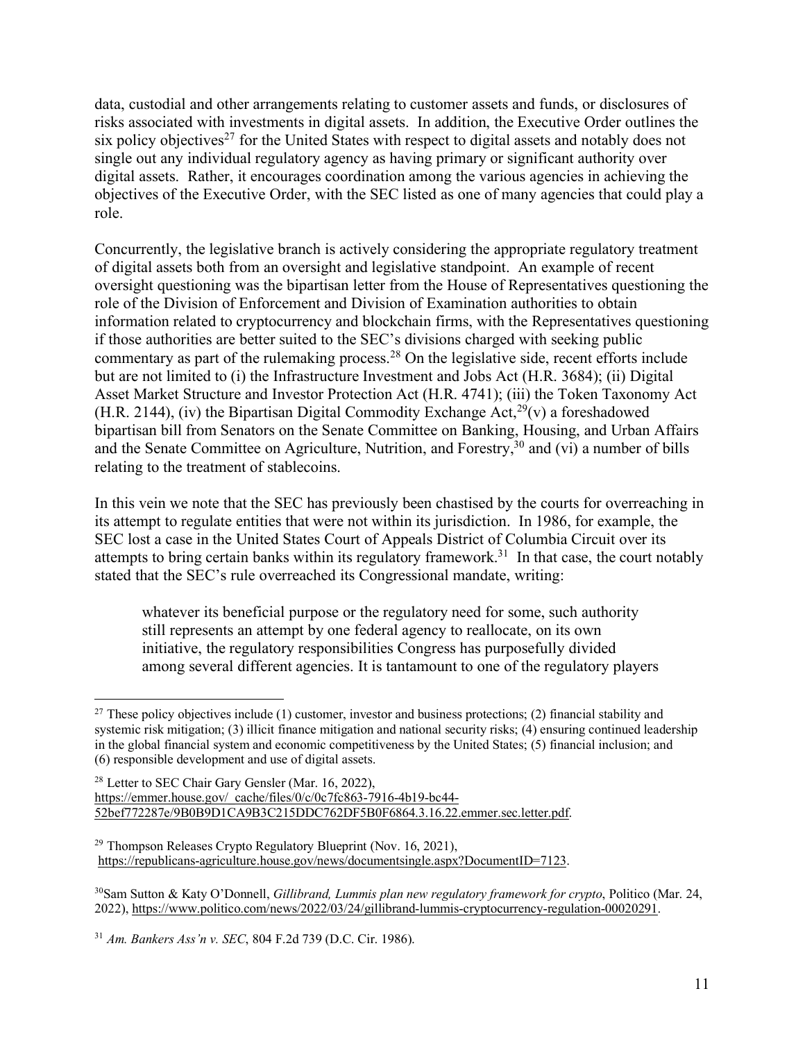data, custodial and other arrangements relating to customer assets and funds, or disclosures of risks associated with investments in digital assets. In addition, the Executive Order outlines the six policy objectives[27] for the United States with respect to digital assets and notably does not single out any individual regulatory agency as having primary or significant authority over digital assets. Rather, it encourages coordination among the various agencies in achieving the objectives of the Executive Order, with the SEC listed as one of many agencies that could play a role.

Concurrently, the legislative branch is actively considering the appropriate regulatory treatment of digital assets both from an oversight and legislative standpoint. An example of recent oversight questioning was the bipartisan letter from the House of Representatives questioning the role of the Division of Enforcement and Division of Examination authorities to obtain information related to cryptocurrency and blockchain firms, with the Representatives questioning if those authorities are better suited to the SEC's divisions charged with seeking public commentary as part of the rulemaking process.[28] On the legislative side, recent efforts include but are not limited to (i) the Infrastructure Investment and Jobs Act (H.R. 3684); (ii) Digital Asset Market Structure and Investor Protection Act (H.R. 4741); (iii) the Token Taxonomy Act (H.R. 2144), (iv) the Bipartisan Digital Commodity Exchange Act,[29](v) a foreshadowed bipartisan bill from Senators on the Senate Committee on Banking, Housing, and Urban Affairs and the Senate Committee on Agriculture, Nutrition, and Forestry,[30] and (vi) a number of bills relating to the treatment of stablecoins.

In this vein we note that the SEC has previously been chastised by the courts for overreaching in its attempt to regulate entities that were not within its jurisdiction. In 1986, for example, the SEC lost a case in the United States Court of Appeals District of Columbia Circuit over its attempts to bring certain banks within its regulatory framework.[31] In that case, the court notably stated that the SEC's rule overreached its Congressional mandate, writing:

> whatever its beneficial purpose or the regulatory need for some, such authority still represents an attempt by one federal agency to reallocate, on its own initiative, the regulatory responsibilities Congress has purposefully divided among several different agencies. It is tantamount to one of the regulatory players

---

[27] These policy objectives include (1) customer, investor and business protections; (2) financial stability and systemic risk mitigation; (3) illicit finance mitigation and national security risks; (4) ensuring continued leadership in the global financial system and economic competitiveness by the United States; (5) financial inclusion; and (6) responsible development and use of digital assets.

[28] Letter to SEC Chair Gary Gensler (Mar. 16, 2022), https://emmer.house.gov/_cache/files/0/c/0c7fc863-7916-4b19-bc44-52bef772287e/9B0B9D1CA9B3C215DDC762DF5B0F6864.3.16.22.emmer.sec.letter.pdf.

[29] Thompson Releases Crypto Regulatory Blueprint (Nov. 16, 2021), https://republicans-agriculture.house.gov/news/documentsingle.aspx?DocumentID=7123.

[30] Sam Sutton & Katy O'Donnell, *Gillibrand, Lummis plan new regulatory framework for crypto*, Politico (Mar. 24, 2022), https://www.politico.com/news/2022/03/24/gillibrand-lummis-cryptocurrency-regulation-00020291.

[31] *Am. Bankers Ass'n v. SEC*, 804 F.2d 739 (D.C. Cir. 1986).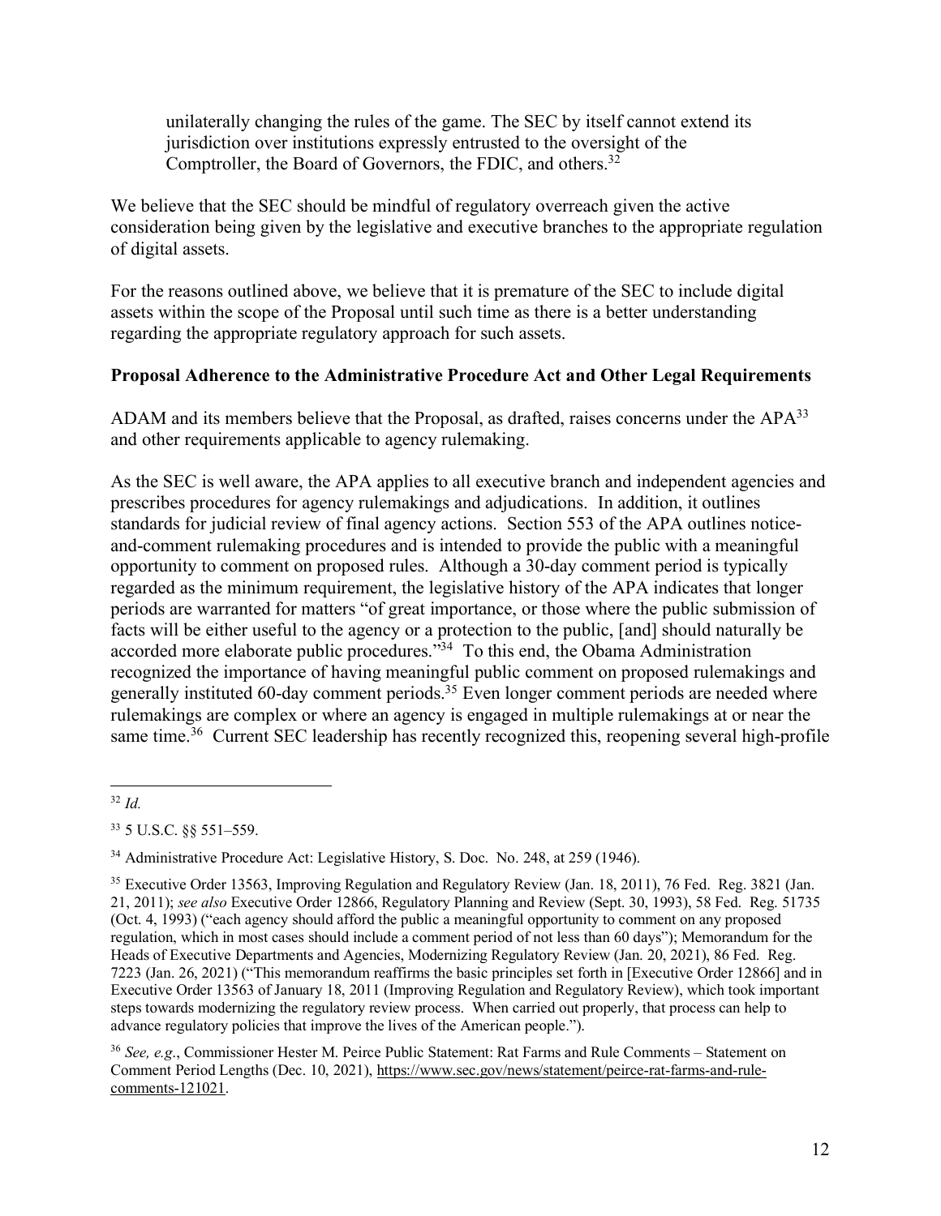> unilaterally changing the rules of the game. The SEC by itself cannot extend its jurisdiction over institutions expressly entrusted to the oversight of the Comptroller, the Board of Governors, the FDIC, and others.[32]

We believe that the SEC should be mindful of regulatory overreach given the active consideration being given by the legislative and executive branches to the appropriate regulation of digital assets.

For the reasons outlined above, we believe that it is premature of the SEC to include digital assets within the scope of the Proposal until such time as there is a better understanding regarding the appropriate regulatory approach for such assets.

**Proposal Adherence to the Administrative Procedure Act and Other Legal Requirements**

ADAM and its members believe that the Proposal, as drafted, raises concerns under the APA[33] and other requirements applicable to agency rulemaking.

As the SEC is well aware, the APA applies to all executive branch and independent agencies and prescribes procedures for agency rulemakings and adjudications. In addition, it outlines standards for judicial review of final agency actions. Section 553 of the APA outlines notice-and-comment rulemaking procedures and is intended to provide the public with a meaningful opportunity to comment on proposed rules. Although a 30-day comment period is typically regarded as the minimum requirement, the legislative history of the APA indicates that longer periods are warranted for matters "of great importance, or those where the public submission of facts will be either useful to the agency or a protection to the public, [and] should naturally be accorded more elaborate public procedures."[34] To this end, the Obama Administration recognized the importance of having meaningful public comment on proposed rulemakings and generally instituted 60-day comment periods.[35] Even longer comment periods are needed where rulemakings are complex or where an agency is engaged in multiple rulemakings at or near the same time.[36] Current SEC leadership has recently recognized this, reopening several high-profile

---

[32] *Id.*

[33] 5 U.S.C. §§ 551–559.

[34] Administrative Procedure Act: Legislative History, S. Doc. No. 248, at 259 (1946).

[35] Executive Order 13563, Improving Regulation and Regulatory Review (Jan. 18, 2011), 76 Fed. Reg. 3821 (Jan. 21, 2011); *see also* Executive Order 12866, Regulatory Planning and Review (Sept. 30, 1993), 58 Fed. Reg. 51735 (Oct. 4, 1993) ("each agency should afford the public a meaningful opportunity to comment on any proposed regulation, which in most cases should include a comment period of not less than 60 days"); Memorandum for the Heads of Executive Departments and Agencies, Modernizing Regulatory Review (Jan. 20, 2021), 86 Fed. Reg. 7223 (Jan. 26, 2021) ("This memorandum reaffirms the basic principles set forth in [Executive Order 12866] and in Executive Order 13563 of January 18, 2011 (Improving Regulation and Regulatory Review), which took important steps towards modernizing the regulatory review process. When carried out properly, that process can help to advance regulatory policies that improve the lives of the American people.").

[36] *See, e.g.*, Commissioner Hester M. Peirce Public Statement: Rat Farms and Rule Comments – Statement on Comment Period Lengths (Dec. 10, 2021), https://www.sec.gov/news/statement/peirce-rat-farms-and-rule-comments-121021.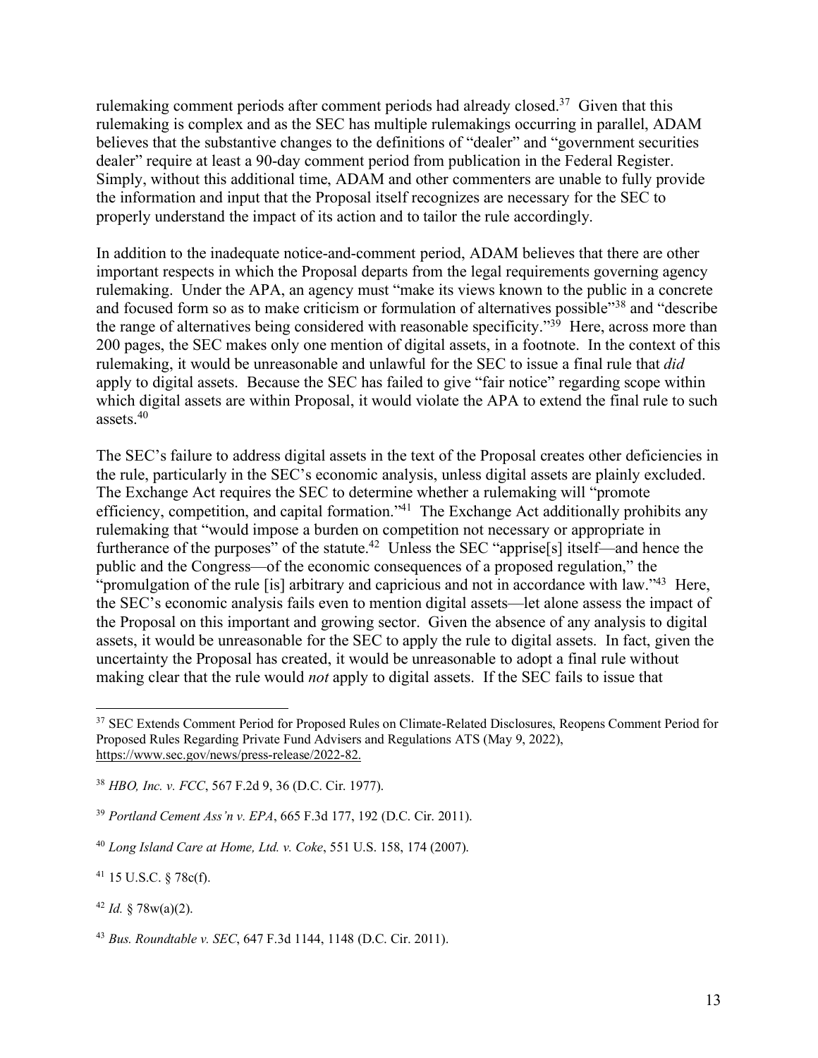rulemaking comment periods after comment periods had already closed.[37] Given that this rulemaking is complex and as the SEC has multiple rulemakings occurring in parallel, ADAM believes that the substantive changes to the definitions of "dealer" and "government securities dealer" require at least a 90-day comment period from publication in the Federal Register. Simply, without this additional time, ADAM and other commenters are unable to fully provide the information and input that the Proposal itself recognizes are necessary for the SEC to properly understand the impact of its action and to tailor the rule accordingly.

In addition to the inadequate notice-and-comment period, ADAM believes that there are other important respects in which the Proposal departs from the legal requirements governing agency rulemaking. Under the APA, an agency must "make its views known to the public in a concrete and focused form so as to make criticism or formulation of alternatives possible"[38] and "describe the range of alternatives being considered with reasonable specificity."[39] Here, across more than 200 pages, the SEC makes only one mention of digital assets, in a footnote. In the context of this rulemaking, it would be unreasonable and unlawful for the SEC to issue a final rule that *did* apply to digital assets. Because the SEC has failed to give "fair notice" regarding scope within which digital assets are within Proposal, it would violate the APA to extend the final rule to such assets.[40]

The SEC's failure to address digital assets in the text of the Proposal creates other deficiencies in the rule, particularly in the SEC's economic analysis, unless digital assets are plainly excluded. The Exchange Act requires the SEC to determine whether a rulemaking will "promote efficiency, competition, and capital formation."[41] The Exchange Act additionally prohibits any rulemaking that "would impose a burden on competition not necessary or appropriate in furtherance of the purposes" of the statute.[42] Unless the SEC "apprise[s] itself—and hence the public and the Congress—of the economic consequences of a proposed regulation," the "promulgation of the rule [is] arbitrary and capricious and not in accordance with law."[43] Here, the SEC's economic analysis fails even to mention digital assets—let alone assess the impact of the Proposal on this important and growing sector. Given the absence of any analysis to digital assets, it would be unreasonable for the SEC to apply the rule to digital assets. In fact, given the uncertainty the Proposal has created, it would be unreasonable to adopt a final rule without making clear that the rule would *not* apply to digital assets. If the SEC fails to issue that

---

[37] SEC Extends Comment Period for Proposed Rules on Climate-Related Disclosures, Reopens Comment Period for Proposed Rules Regarding Private Fund Advisers and Regulations ATS (May 9, 2022), https://www.sec.gov/news/press-release/2022-82.

[38] *HBO, Inc. v. FCC*, 567 F.2d 9, 36 (D.C. Cir. 1977).

[39] *Portland Cement Ass'n v. EPA*, 665 F.3d 177, 192 (D.C. Cir. 2011).

[40] *Long Island Care at Home, Ltd. v. Coke*, 551 U.S. 158, 174 (2007).

[41] 15 U.S.C. § 78c(f).

[42] *Id.* § 78w(a)(2).

[43] *Bus. Roundtable v. SEC*, 647 F.3d 1144, 1148 (D.C. Cir. 2011).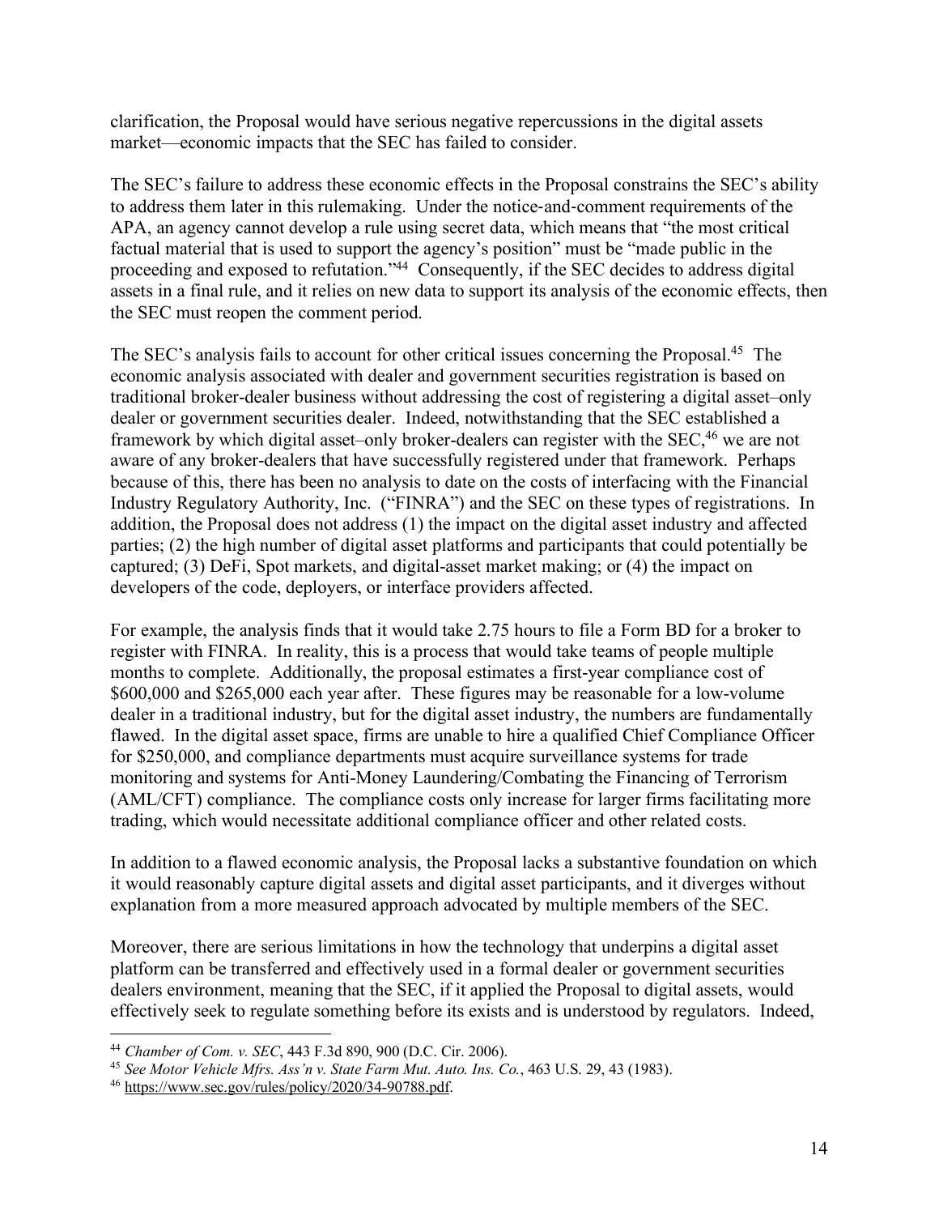clarification, the Proposal would have serious negative repercussions in the digital assets market—economic impacts that the SEC has failed to consider.

The SEC's failure to address these economic effects in the Proposal constrains the SEC's ability to address them later in this rulemaking. Under the notice-and-comment requirements of the APA, an agency cannot develop a rule using secret data, which means that "the most critical factual material that is used to support the agency's position" must be "made public in the proceeding and exposed to refutation."[44] Consequently, if the SEC decides to address digital assets in a final rule, and it relies on new data to support its analysis of the economic effects, then the SEC must reopen the comment period.

The SEC's analysis fails to account for other critical issues concerning the Proposal.[45] The economic analysis associated with dealer and government securities registration is based on traditional broker-dealer business without addressing the cost of registering a digital asset–only dealer or government securities dealer. Indeed, notwithstanding that the SEC established a framework by which digital asset–only broker-dealers can register with the SEC,[46] we are not aware of any broker-dealers that have successfully registered under that framework. Perhaps because of this, there has been no analysis to date on the costs of interfacing with the Financial Industry Regulatory Authority, Inc. ("FINRA") and the SEC on these types of registrations. In addition, the Proposal does not address (1) the impact on the digital asset industry and affected parties; (2) the high number of digital asset platforms and participants that could potentially be captured; (3) DeFi, Spot markets, and digital-asset market making; or (4) the impact on developers of the code, deployers, or interface providers affected.

For example, the analysis finds that it would take 2.75 hours to file a Form BD for a broker to register with FINRA. In reality, this is a process that would take teams of people multiple months to complete. Additionally, the proposal estimates a first-year compliance cost of $600,000 and $265,000 each year after. These figures may be reasonable for a low-volume dealer in a traditional industry, but for the digital asset industry, the numbers are fundamentally flawed. In the digital asset space, firms are unable to hire a qualified Chief Compliance Officer for $250,000, and compliance departments must acquire surveillance systems for trade monitoring and systems for Anti-Money Laundering/Combating the Financing of Terrorism (AML/CFT) compliance. The compliance costs only increase for larger firms facilitating more trading, which would necessitate additional compliance officer and other related costs.

In addition to a flawed economic analysis, the Proposal lacks a substantive foundation on which it would reasonably capture digital assets and digital asset participants, and it diverges without explanation from a more measured approach advocated by multiple members of the SEC.

Moreover, there are serious limitations in how the technology that underpins a digital asset platform can be transferred and effectively used in a formal dealer or government securities dealers environment, meaning that the SEC, if it applied the Proposal to digital assets, would effectively seek to regulate something before its exists and is understood by regulators. Indeed,

---

[44] *Chamber of Com. v. SEC*, 443 F.3d 890, 900 (D.C. Cir. 2006).

[45] *See Motor Vehicle Mfrs. Ass'n v. State Farm Mut. Auto. Ins. Co.*, 463 U.S. 29, 43 (1983).

[46] https://www.sec.gov/rules/policy/2020/34-90788.pdf.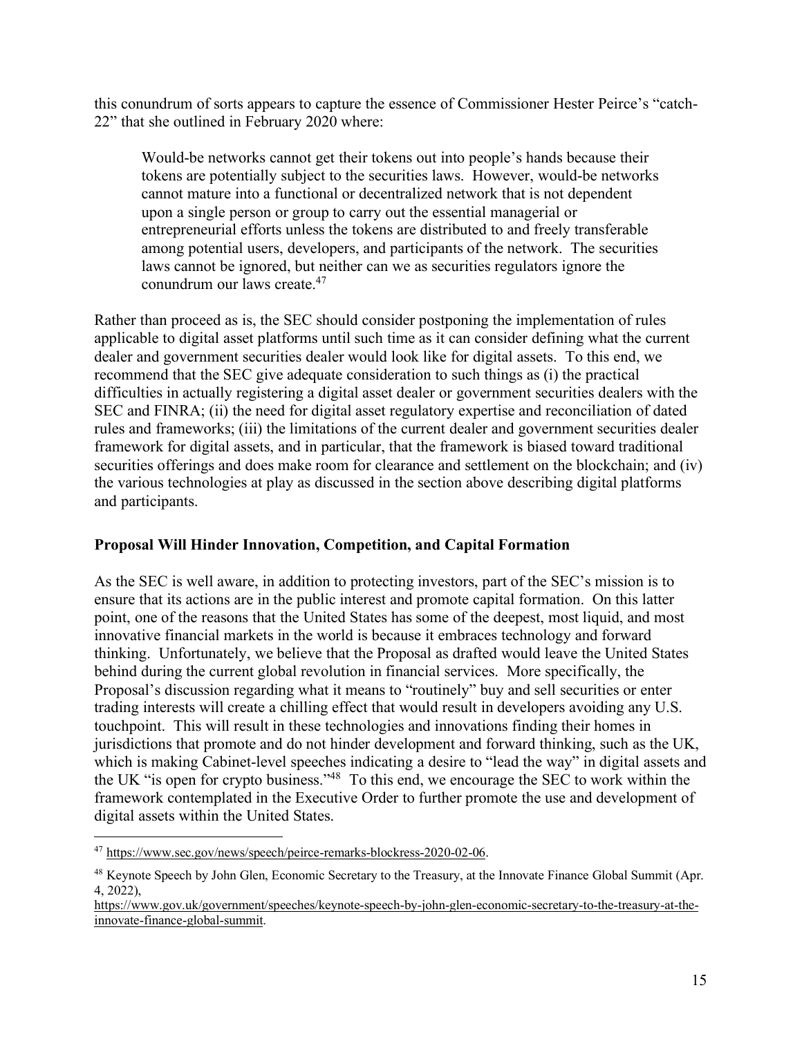this conundrum of sorts appears to capture the essence of Commissioner Hester Peirce's "catch-22" that she outlined in February 2020 where:

> Would-be networks cannot get their tokens out into people's hands because their tokens are potentially subject to the securities laws. However, would-be networks cannot mature into a functional or decentralized network that is not dependent upon a single person or group to carry out the essential managerial or entrepreneurial efforts unless the tokens are distributed to and freely transferable among potential users, developers, and participants of the network. The securities laws cannot be ignored, but neither can we as securities regulators ignore the conundrum our laws create.[47]

Rather than proceed as is, the SEC should consider postponing the implementation of rules applicable to digital asset platforms until such time as it can consider defining what the current dealer and government securities dealer would look like for digital assets. To this end, we recommend that the SEC give adequate consideration to such things as (i) the practical difficulties in actually registering a digital asset dealer or government securities dealers with the SEC and FINRA; (ii) the need for digital asset regulatory expertise and reconciliation of dated rules and frameworks; (iii) the limitations of the current dealer and government securities dealer framework for digital assets, and in particular, that the framework is biased toward traditional securities offerings and does make room for clearance and settlement on the blockchain; and (iv) the various technologies at play as discussed in the section above describing digital platforms and participants.

**Proposal Will Hinder Innovation, Competition, and Capital Formation**

As the SEC is well aware, in addition to protecting investors, part of the SEC's mission is to ensure that its actions are in the public interest and promote capital formation. On this latter point, one of the reasons that the United States has some of the deepest, most liquid, and most innovative financial markets in the world is because it embraces technology and forward thinking. Unfortunately, we believe that the Proposal as drafted would leave the United States behind during the current global revolution in financial services. More specifically, the Proposal's discussion regarding what it means to "routinely" buy and sell securities or enter trading interests will create a chilling effect that would result in developers avoiding any U.S. touchpoint. This will result in these technologies and innovations finding their homes in jurisdictions that promote and do not hinder development and forward thinking, such as the UK, which is making Cabinet-level speeches indicating a desire to "lead the way" in digital assets and the UK "is open for crypto business."[48] To this end, we encourage the SEC to work within the framework contemplated in the Executive Order to further promote the use and development of digital assets within the United States.

---

[47] https://www.sec.gov/news/speech/peirce-remarks-blockress-2020-02-06.

[48] Keynote Speech by John Glen, Economic Secretary to the Treasury, at the Innovate Finance Global Summit (Apr. 4, 2022), https://www.gov.uk/government/speeches/keynote-speech-by-john-glen-economic-secretary-to-the-treasury-at-the-innovate-finance-global-summit.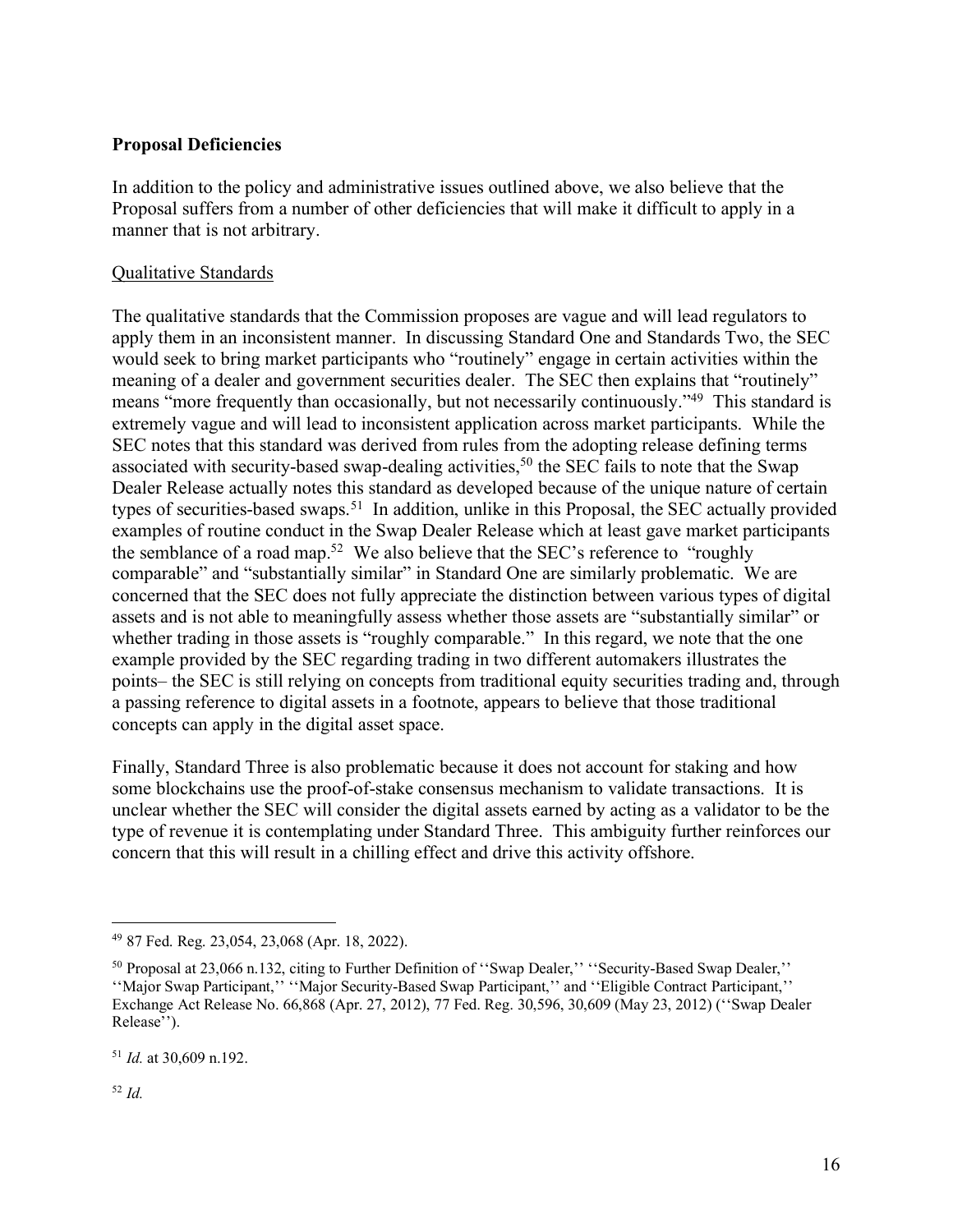**Proposal Deficiencies**

In addition to the policy and administrative issues outlined above, we also believe that the Proposal suffers from a number of other deficiencies that will make it difficult to apply in a manner that is not arbitrary.

Qualitative Standards

The qualitative standards that the Commission proposes are vague and will lead regulators to apply them in an inconsistent manner. In discussing Standard One and Standards Two, the SEC would seek to bring market participants who "routinely" engage in certain activities within the meaning of a dealer and government securities dealer. The SEC then explains that "routinely" means "more frequently than occasionally, but not necessarily continuously."[49] This standard is extremely vague and will lead to inconsistent application across market participants. While the SEC notes that this standard was derived from rules from the adopting release defining terms associated with security-based swap-dealing activities,[50] the SEC fails to note that the Swap Dealer Release actually notes this standard as developed because of the unique nature of certain types of securities-based swaps.[51] In addition, unlike in this Proposal, the SEC actually provided examples of routine conduct in the Swap Dealer Release which at least gave market participants the semblance of a road map.[52] We also believe that the SEC's reference to "roughly comparable" and "substantially similar" in Standard One are similarly problematic. We are concerned that the SEC does not fully appreciate the distinction between various types of digital assets and is not able to meaningfully assess whether those assets are "substantially similar" or whether trading in those assets is "roughly comparable." In this regard, we note that the one example provided by the SEC regarding trading in two different automakers illustrates the points– the SEC is still relying on concepts from traditional equity securities trading and, through a passing reference to digital assets in a footnote, appears to believe that those traditional concepts can apply in the digital asset space.

Finally, Standard Three is also problematic because it does not account for staking and how some blockchains use the proof-of-stake consensus mechanism to validate transactions. It is unclear whether the SEC will consider the digital assets earned by acting as a validator to be the type of revenue it is contemplating under Standard Three. This ambiguity further reinforces our concern that this will result in a chilling effect and drive this activity offshore.

---

[49] 87 Fed. Reg. 23,054, 23,068 (Apr. 18, 2022).

[50] Proposal at 23,066 n.132, citing to Further Definition of ''Swap Dealer,'' ''Security-Based Swap Dealer,'' ''Major Swap Participant,'' ''Major Security-Based Swap Participant,'' and ''Eligible Contract Participant,'' Exchange Act Release No. 66,868 (Apr. 27, 2012), 77 Fed. Reg. 30,596, 30,609 (May 23, 2012) (''Swap Dealer Release'').

[51] *Id.* at 30,609 n.192.

[52] *Id.*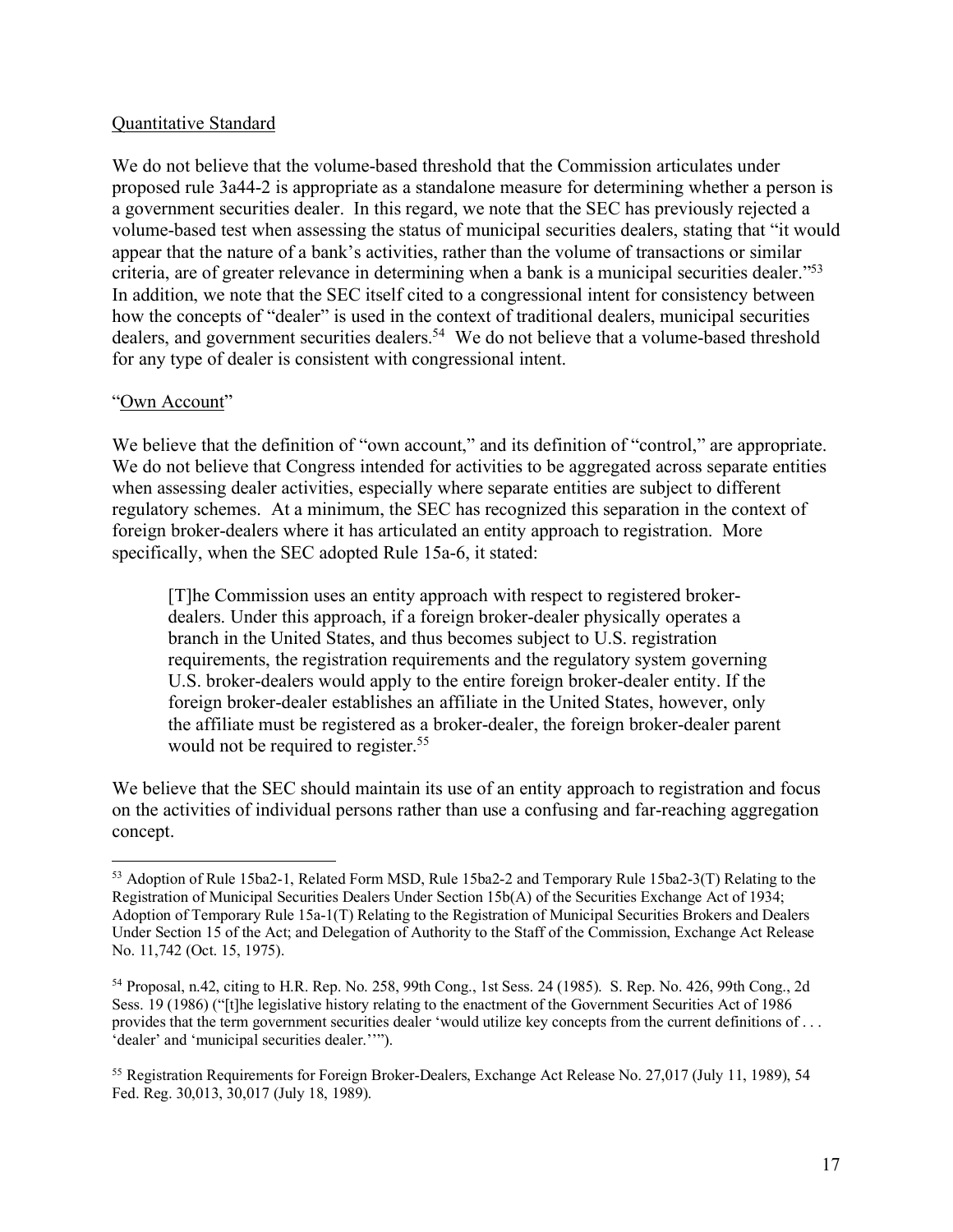Quantitative Standard

We do not believe that the volume-based threshold that the Commission articulates under proposed rule 3a44-2 is appropriate as a standalone measure for determining whether a person is a government securities dealer. In this regard, we note that the SEC has previously rejected a volume-based test when assessing the status of municipal securities dealers, stating that "it would appear that the nature of a bank's activities, rather than the volume of transactions or similar criteria, are of greater relevance in determining when a bank is a municipal securities dealer."[53] In addition, we note that the SEC itself cited to a congressional intent for consistency between how the concepts of "dealer" is used in the context of traditional dealers, municipal securities dealers, and government securities dealers.[54] We do not believe that a volume-based threshold for any type of dealer is consistent with congressional intent.

"Own Account"

We believe that the definition of "own account," and its definition of "control," are appropriate. We do not believe that Congress intended for activities to be aggregated across separate entities when assessing dealer activities, especially where separate entities are subject to different regulatory schemes. At a minimum, the SEC has recognized this separation in the context of foreign broker-dealers where it has articulated an entity approach to registration. More specifically, when the SEC adopted Rule 15a-6, it stated:

> [T]he Commission uses an entity approach with respect to registered broker-dealers. Under this approach, if a foreign broker-dealer physically operates a branch in the United States, and thus becomes subject to U.S. registration requirements, the registration requirements and the regulatory system governing U.S. broker-dealers would apply to the entire foreign broker-dealer entity. If the foreign broker-dealer establishes an affiliate in the United States, however, only the affiliate must be registered as a broker-dealer, the foreign broker-dealer parent would not be required to register.[55]

We believe that the SEC should maintain its use of an entity approach to registration and focus on the activities of individual persons rather than use a confusing and far-reaching aggregation concept.

---

[53] Adoption of Rule 15ba2-1, Related Form MSD, Rule 15ba2-2 and Temporary Rule 15ba2-3(T) Relating to the Registration of Municipal Securities Dealers Under Section 15b(A) of the Securities Exchange Act of 1934; Adoption of Temporary Rule 15a-1(T) Relating to the Registration of Municipal Securities Brokers and Dealers Under Section 15 of the Act; and Delegation of Authority to the Staff of the Commission, Exchange Act Release No. 11,742 (Oct. 15, 1975).

[54] Proposal, n.42, citing to H.R. Rep. No. 258, 99th Cong., 1st Sess. 24 (1985). S. Rep. No. 426, 99th Cong., 2d Sess. 19 (1986) ("[t]he legislative history relating to the enactment of the Government Securities Act of 1986 provides that the term government securities dealer 'would utilize key concepts from the current definitions of . . . 'dealer' and 'municipal securities dealer.''").

[55] Registration Requirements for Foreign Broker-Dealers, Exchange Act Release No. 27,017 (July 11, 1989), 54 Fed. Reg. 30,013, 30,017 (July 18, 1989).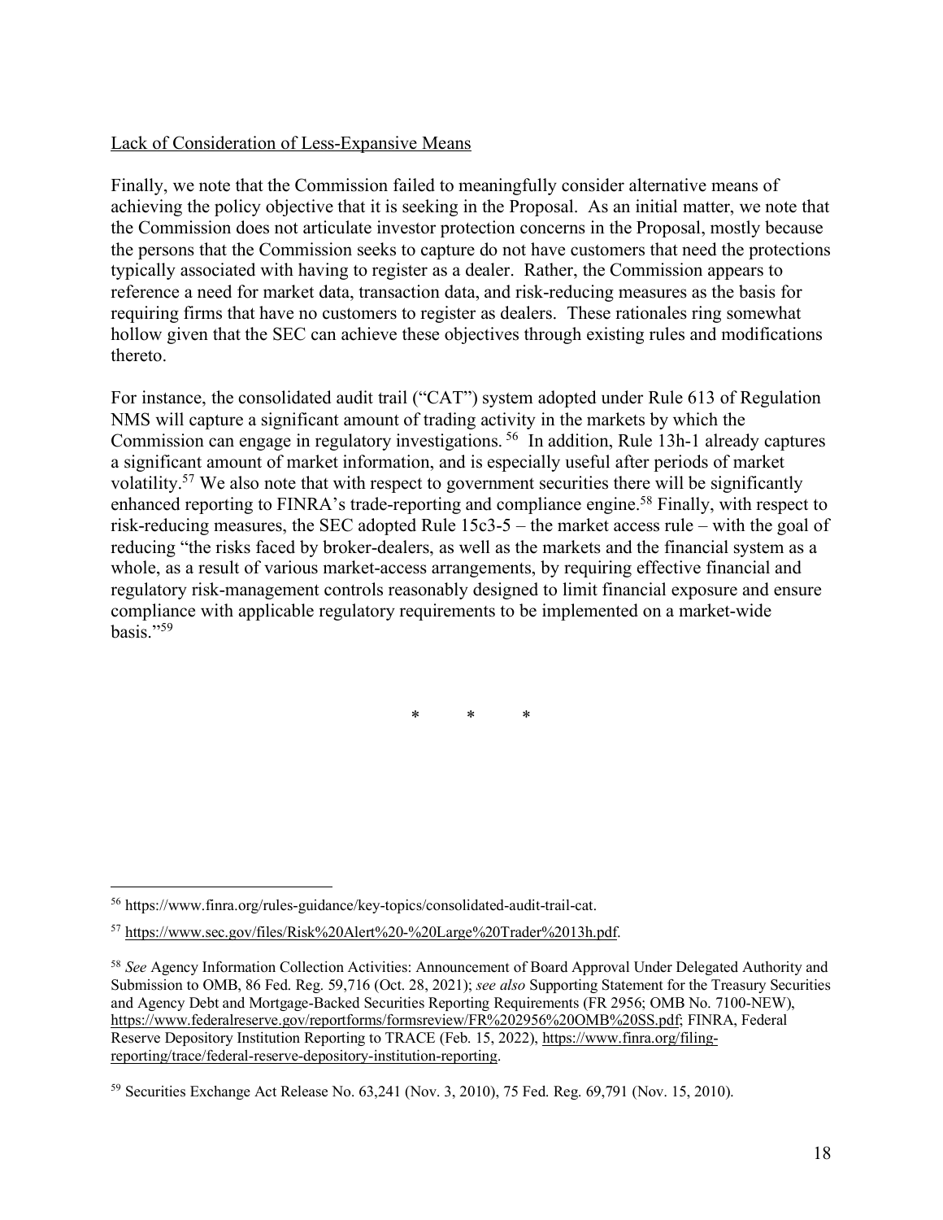Lack of Consideration of Less-Expansive Means

Finally, we note that the Commission failed to meaningfully consider alternative means of achieving the policy objective that it is seeking in the Proposal. As an initial matter, we note that the Commission does not articulate investor protection concerns in the Proposal, mostly because the persons that the Commission seeks to capture do not have customers that need the protections typically associated with having to register as a dealer. Rather, the Commission appears to reference a need for market data, transaction data, and risk-reducing measures as the basis for requiring firms that have no customers to register as dealers. These rationales ring somewhat hollow given that the SEC can achieve these objectives through existing rules and modifications thereto.

For instance, the consolidated audit trail ("CAT") system adopted under Rule 613 of Regulation NMS will capture a significant amount of trading activity in the markets by which the Commission can engage in regulatory investigations.[56] In addition, Rule 13h-1 already captures a significant amount of market information, and is especially useful after periods of market volatility.[57] We also note that with respect to government securities there will be significantly enhanced reporting to FINRA's trade-reporting and compliance engine.[58] Finally, with respect to risk-reducing measures, the SEC adopted Rule 15c3-5 – the market access rule – with the goal of reducing "the risks faced by broker-dealers, as well as the markets and the financial system as a whole, as a result of various market-access arrangements, by requiring effective financial and regulatory risk-management controls reasonably designed to limit financial exposure and ensure compliance with applicable regulatory requirements to be implemented on a market-wide basis."[59]

\* \* \*

---

[56] https://www.finra.org/rules-guidance/key-topics/consolidated-audit-trail-cat.

[57] https://www.sec.gov/files/Risk%20Alert%20-%20Large%20Trader%2013h.pdf.

[58] *See* Agency Information Collection Activities: Announcement of Board Approval Under Delegated Authority and Submission to OMB, 86 Fed. Reg. 59,716 (Oct. 28, 2021); *see also* Supporting Statement for the Treasury Securities and Agency Debt and Mortgage-Backed Securities Reporting Requirements (FR 2956; OMB No. 7100-NEW), https://www.federalreserve.gov/reportforms/formsreview/FR%202956%20OMB%20SS.pdf; FINRA, Federal Reserve Depository Institution Reporting to TRACE (Feb. 15, 2022), https://www.finra.org/filing-reporting/trace/federal-reserve-depository-institution-reporting.

[59] Securities Exchange Act Release No. 63,241 (Nov. 3, 2010), 75 Fed. Reg. 69,791 (Nov. 15, 2010).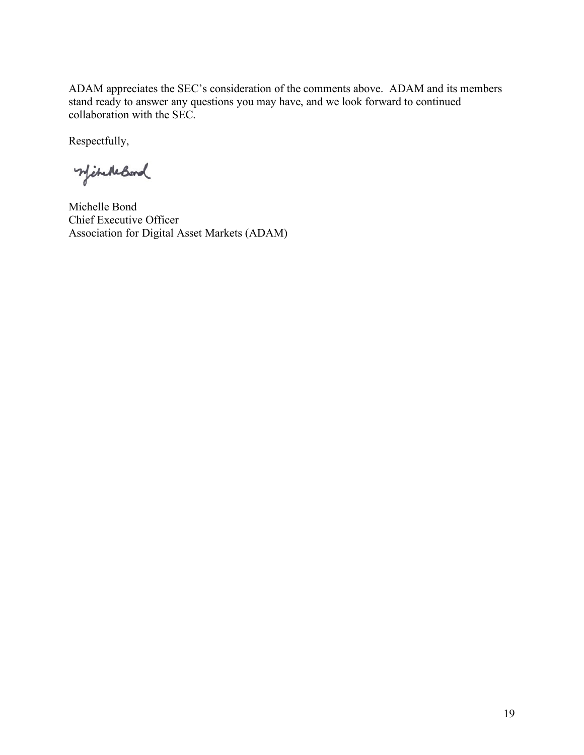ADAM appreciates the SEC's consideration of the comments above. ADAM and its members stand ready to answer any questions you may have, and we look forward to continued collaboration with the SEC.

Respectfully,

Michelle Bond
Chief Executive Officer
Association for Digital Asset Markets (ADAM)